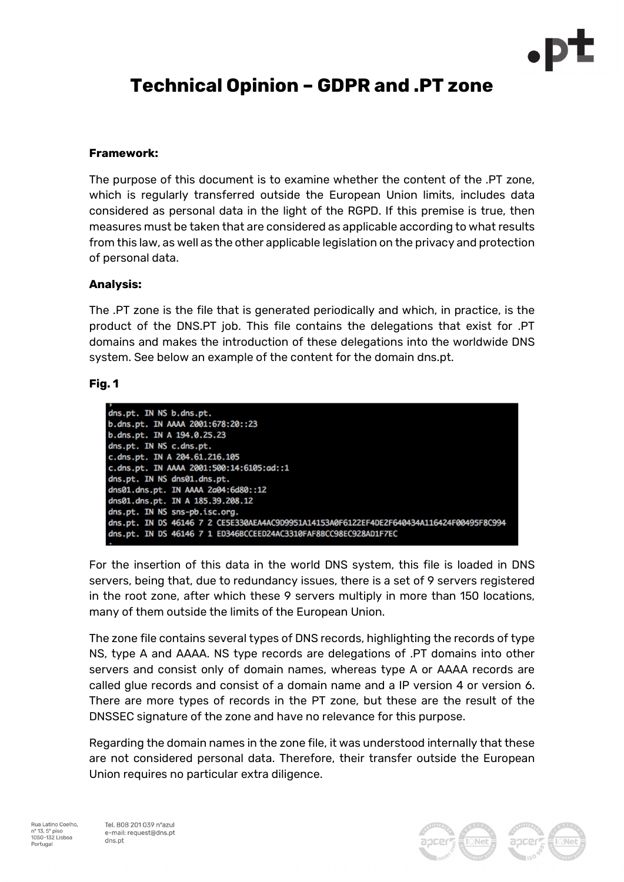# Technical Opinion – GDPR and .PT zone

**Framework:**

The purpose of this document is to examine whether the content of the .PT zone, which is regularly transferred outside the European Union limits, includes data considered as personal data in the light of the RGPD. If this premise is true, then measures must be taken that are considered as applicable according to what results from this law, as well as the other applicable legislation on the privacy and protection of personal data.

**Analysis:**

The .PT zone is the file that is generated periodically and which, in practice, is the product of the DNS.PT job. This file contains the delegations that exist for .PT domains and makes the introduction of these delegations into the worldwide DNS system. See below an example of the content for the domain dns.pt.

**Fig. 1**

```
;
dns.pt. IN NS b.dns.pt.
b.dns.pt. IN AAAA 2001:678:20::23
b.dns.pt. IN A 194.0.25.23
dns.pt. IN NS c.dns.pt.
c.dns.pt. IN A 204.61.216.105
c.dns.pt. IN AAAA 2001:500:14:6105:ad::1
dns.pt. IN NS dns01.dns.pt.
dns01.dns.pt. IN AAAA 2a04:6d80::12
dns01.dns.pt. IN A 185.39.208.12
dns.pt. IN NS sns-pb.isc.org.
dns.pt. IN DS 46146 7 2 CE5E330AEA4AC9D9951A14153A0F6122EF4DE2F640434A116424F00495F8C994
dns.pt. IN DS 46146 7 1 ED346BCCEED24AC3310FAF8BCC98EC928AD1F7EC
;
```

For the insertion of this data in the world DNS system, this file is loaded in DNS servers, being that, due to redundancy issues, there is a set of 9 servers registered in the root zone, after which these 9 servers multiply in more than 150 locations, many of them outside the limits of the European Union.

The zone file contains several types of DNS records, highlighting the records of type NS, type A and AAAA. NS type records are delegations of .PT domains into other servers and consist only of domain names, whereas type A or AAAA records are called glue records and consist of a domain name and a IP version 4 or version 6. There are more types of records in the PT zone, but these are the result of the DNSSEC signature of the zone and have no relevance for this purpose.

Regarding the domain names in the zone file, it was understood internally that these are not considered personal data. Therefore, their transfer outside the European Union requires no particular extra diligence.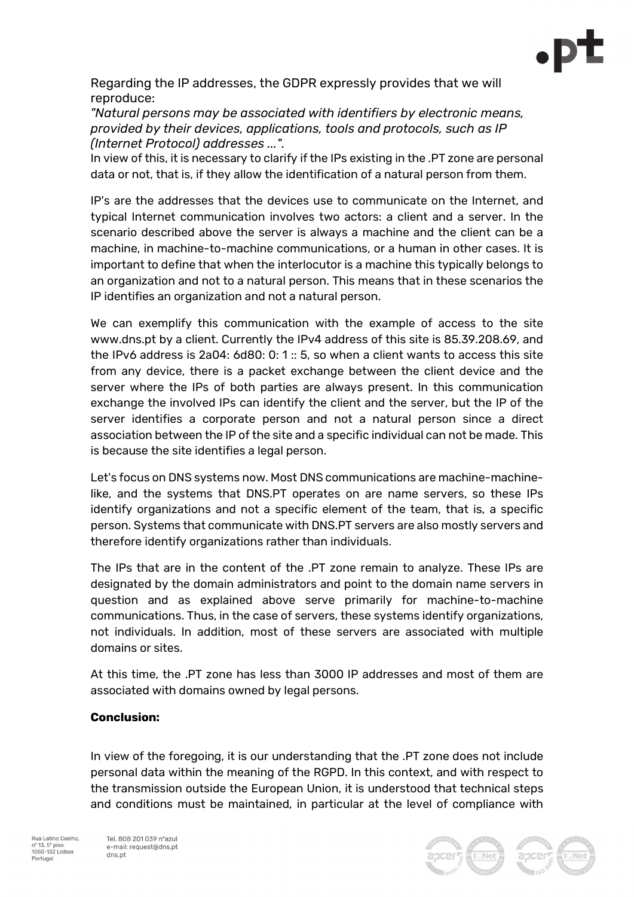Regarding the IP addresses, the GDPR expressly provides that we will reproduce:

*"Natural persons may be associated with identifiers by electronic means, provided by their devices, applications, tools and protocols, such as IP (Internet Protocol) addresses ...".*

In view of this, it is necessary to clarify if the IPs existing in the .PT zone are personal data or not, that is, if they allow the identification of a natural person from them.

IP's are the addresses that the devices use to communicate on the Internet, and typical Internet communication involves two actors: a client and a server. In the scenario described above the server is always a machine and the client can be a machine, in machine-to-machine communications, or a human in other cases. It is important to define that when the interlocutor is a machine this typically belongs to an organization and not to a natural person. This means that in these scenarios the IP identifies an organization and not a natural person.

We can exemplify this communication with the example of access to the site www.dns.pt by a client. Currently the IPv4 address of this site is 85.39.208.69, and the IPv6 address is 2a04: 6d80: 0: 1 :: 5, so when a client wants to access this site from any device, there is a packet exchange between the client device and the server where the IPs of both parties are always present. In this communication exchange the involved IPs can identify the client and the server, but the IP of the server identifies a corporate person and not a natural person since a direct association between the IP of the site and a specific individual can not be made. This is because the site identifies a legal person.

Let's focus on DNS systems now. Most DNS communications are machine-machine-like, and the systems that DNS.PT operates on are name servers, so these IPs identify organizations and not a specific element of the team, that is, a specific person. Systems that communicate with DNS.PT servers are also mostly servers and therefore identify organizations rather than individuals.

The IPs that are in the content of the .PT zone remain to analyze. These IPs are designated by the domain administrators and point to the domain name servers in question and as explained above serve primarily for machine-to-machine communications. Thus, in the case of servers, these systems identify organizations, not individuals. In addition, most of these servers are associated with multiple domains or sites.

At this time, the .PT zone has less than 3000 IP addresses and most of them are associated with domains owned by legal persons.

**Conclusion:**

In view of the foregoing, it is our understanding that the .PT zone does not include personal data within the meaning of the RGPD. In this context, and with respect to the transmission outside the European Union, it is understood that technical steps and conditions must be maintained, in particular at the level of compliance with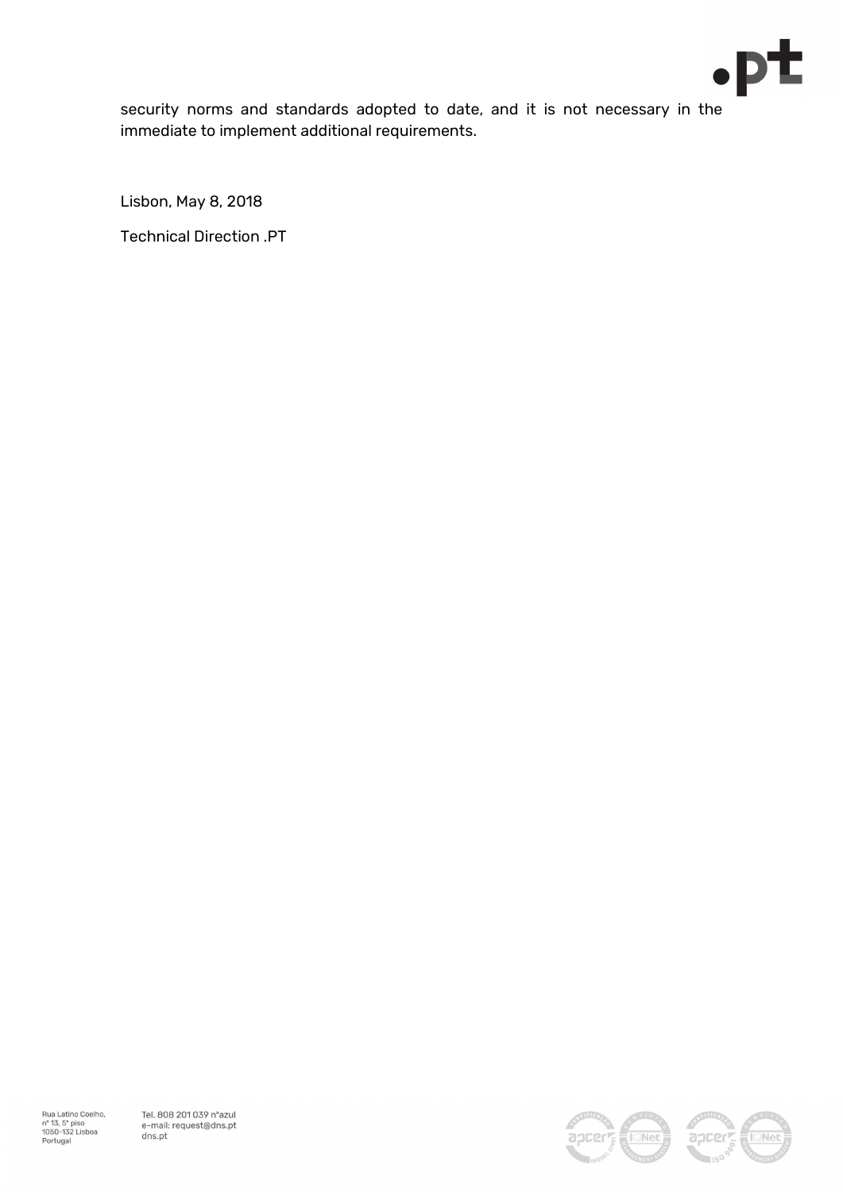security norms and standards adopted to date, and it is not necessary in the immediate to implement additional requirements.

Lisbon, May 8, 2018

Technical Direction .PT